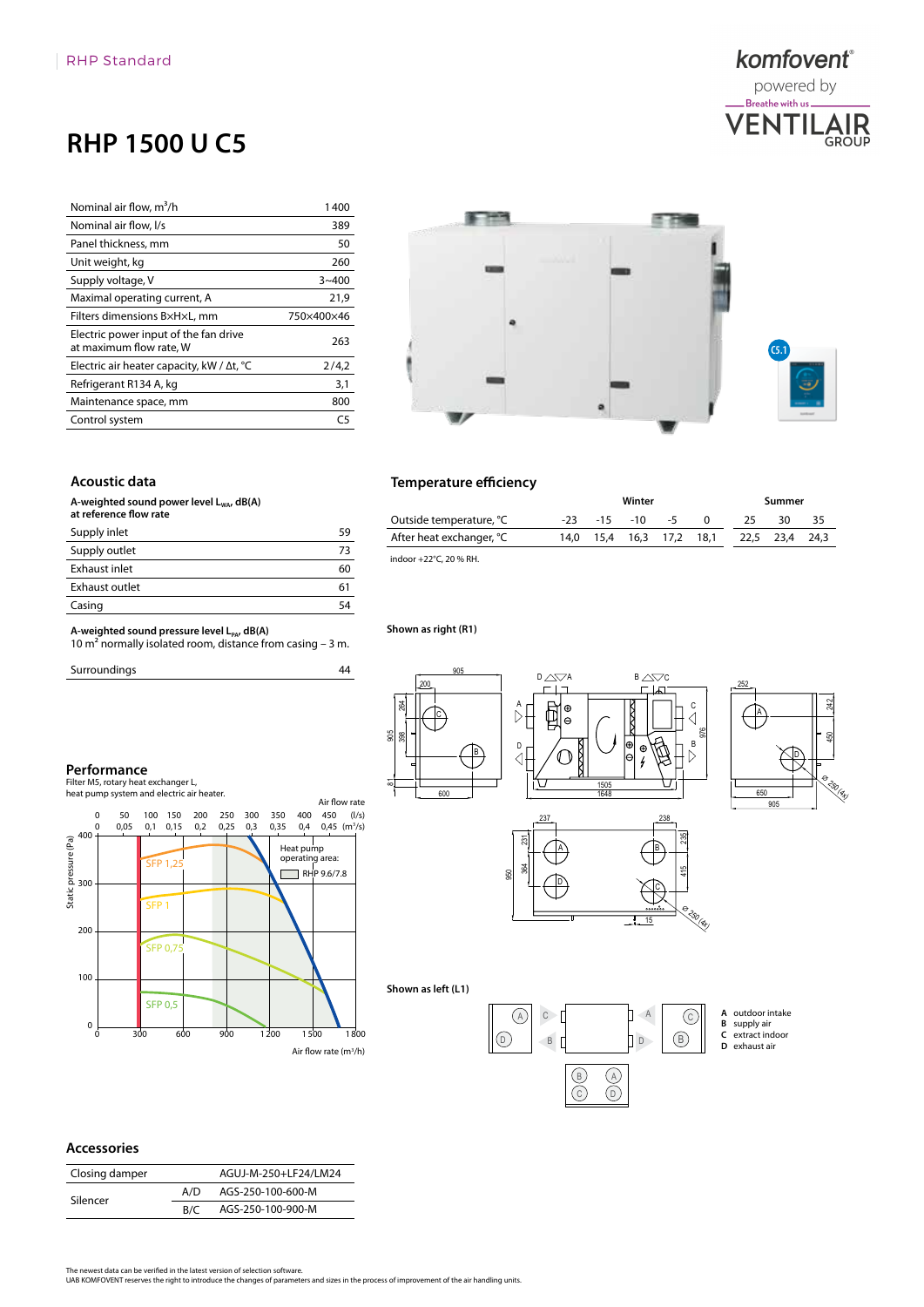RHP Standard

# RHP 1500 U C5

| | |
|---|---|
| Nominal air flow, m³/h | 1 400 |
| Nominal air flow, l/s | 389 |
| Panel thickness, mm | 50 |
| Unit weight, kg | 260 |
| Supply voltage, V | 3~400 |
| Maximal operating current, A | 21,9 |
| Filters dimensions B×H×L, mm | 750×400×46 |
| Electric power input of the fan drive at maximum flow rate, W | 263 |
| Electric air heater capacity, kW / Δt, °C | 2 / 4,2 |
| Refrigerant R134 A, kg | 3,1 |
| Maintenance space, mm | 800 |
| Control system | C5 |

## Acoustic data

**A-weighted sound power level $L_{WA}$, dB(A) at reference flow rate**

| | |
|---|---|
| Supply inlet | 59 |
| Supply outlet | 73 |
| Exhaust inlet | 60 |
| Exhaust outlet | 61 |
| Casing | 54 |

**A-weighted sound pressure level $L_{pA}$, dB(A)**
10 m² normally isolated room, distance from casing – 3 m.

| | |
|---|---|
| Surroundings | 44 |

## Temperature efficiency

| | Winter | | | | | Summer | | |
|---|---|---|---|---|---|---|---|---|
| Outside temperature, °C | -23 | -15 | -10 | -5 | 0 | 25 | 30 | 35 |
| After heat exchanger, °C | 14,0 | 15,4 | 16,3 | 17,2 | 18,1 | 22,5 | 23,4 | 24,3 |

indoor +22°C, 20 % RH.

## Performance

Filter M5, rotary heat exchanger L, heat pump system and electric air heater.

Shown as right (R1)

Shown as left (L1)

**A** outdoor intake
**B** supply air
**C** extract indoor
**D** exhaust air

## Accessories

| | | |
|---|---|---|
| Closing damper | | AGUJ-M-250+LF24/LM24 |
| Silencer | A/D | AGS-250-100-600-M |
| | B/C | AGS-250-100-900-M |

The newest data can be verified in the latest version of selection software.
UAB KOMFOVENT reserves the right to introduce the changes of parameters and sizes in the process of improvement of the air handling units.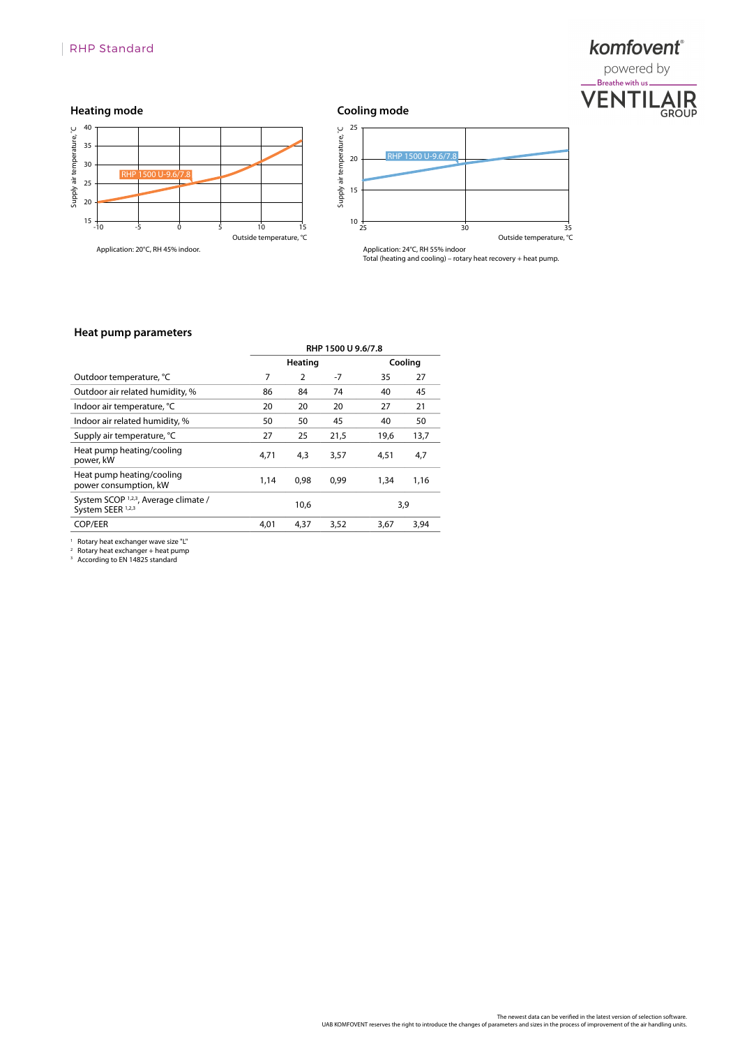## Heating mode

RHP 1500 U-9.6/7.8

Supply air temperature, °C

40
35
30
25
20
15

-10
-5
0
5
10
15

Outside temperature, °C

Application: 20°C, RH 45% indoor.

## Cooling mode

RHP 1500 U-9.6/7.8

Supply air temperature, °C

25
20
15
10

25
30
35

Outside temperature, °C

Application: 24°C, RH 55% indoor
Total (heating and cooling) – rotary heat recovery + heat pump.

## Heat pump parameters

| | RHP 1500 U 9.6/7.8 | | | | |
|---|---|---|---|---|---|
| | Heating | | | Cooling | |
| Outdoor temperature, °C | 7 | 2 | -7 | 35 | 27 |
| Outdoor air related humidity, % | 86 | 84 | 74 | 40 | 45 |
| Indoor air temperature, °C | 20 | 20 | 20 | 27 | 21 |
| Indoor air related humidity, % | 50 | 50 | 45 | 40 | 50 |
| Supply air temperature, °C | 27 | 25 | 21,5 | 19,6 | 13,7 |
| Heat pump heating/cooling power, kW | 4,71 | 4,3 | 3,57 | 4,51 | 4,7 |
| Heat pump heating/cooling power consumption, kW | 1,14 | 0,98 | 0,99 | 1,34 | 1,16 |
| System SCOP [1,2,3], Average climate / System SEER [1,2,3] | | 10,6 | | 3,9 | |
| COP/EER | 4,01 | 4,37 | 3,52 | 3,67 | 3,94 |

[1] Rotary heat exchanger wave size "L"
[2] Rotary heat exchanger + heat pump
[3] According to EN 14825 standard

The newest data can be verified in the latest version of selection software.
UAB KOMFOVENT reserves the right to introduce the changes of parameters and sizes in the process of improvement of the air handling units.